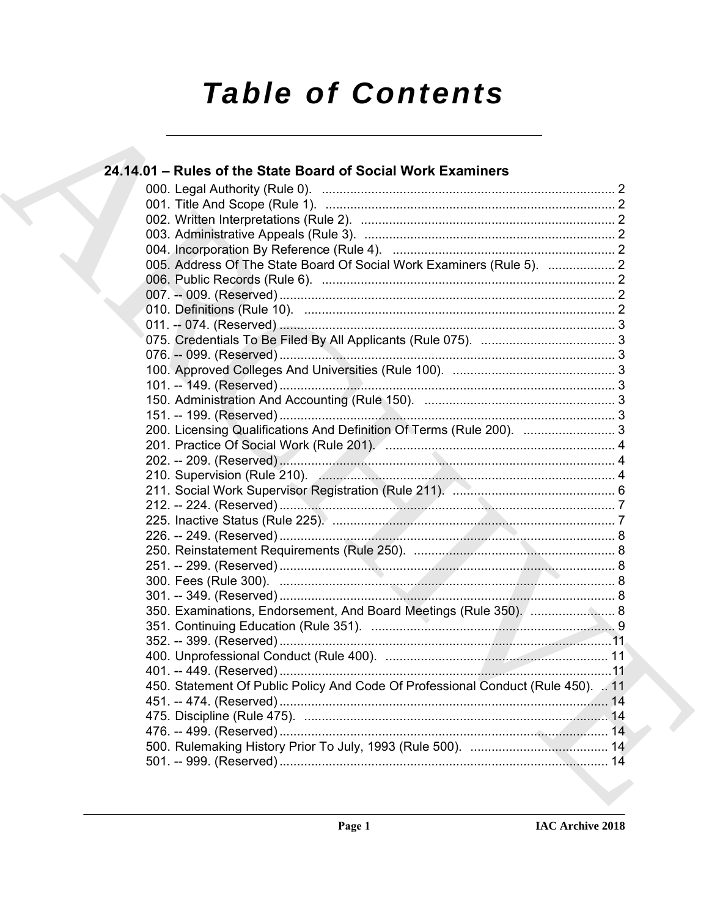# *Table of Contents*

## 24.14.01 – Rules of the State Board of Social Work Examiners

000. Legal Authority (Rule 0). .... 2
001. Title And Scope (Rule 1). .... 2
002. Written Interpretations (Rule 2). .... 2
003. Administrative Appeals (Rule 3). .... 2
004. Incorporation By Reference (Rule 4). .... 2
005. Address Of The State Board Of Social Work Examiners (Rule 5). .... 2
006. Public Records (Rule 6). .... 2
007. -- 009. (Reserved) .... 2
010. Definitions (Rule 10). .... 2
011. -- 074. (Reserved) .... 3
075. Credentials To Be Filed By All Applicants (Rule 075). .... 3
076. -- 099. (Reserved) .... 3
100. Approved Colleges And Universities (Rule 100). .... 3
101. -- 149. (Reserved) .... 3
150. Administration And Accounting (Rule 150). .... 3
151. -- 199. (Reserved) .... 3
200. Licensing Qualifications And Definition Of Terms (Rule 200). .... 3
201. Practice Of Social Work (Rule 201). .... 4
202. -- 209. (Reserved) .... 4
210. Supervision (Rule 210). .... 4
211. Social Work Supervisor Registration (Rule 211). .... 6
212. -- 224. (Reserved) .... 7
225. Inactive Status (Rule 225). .... 7
226. -- 249. (Reserved) .... 8
250. Reinstatement Requirements (Rule 250). .... 8
251. -- 299. (Reserved) .... 8
300. Fees (Rule 300). .... 8
301. -- 349. (Reserved) .... 8
350. Examinations, Endorsement, And Board Meetings (Rule 350). .... 8
351. Continuing Education (Rule 351). .... 9
352. -- 399. (Reserved) .... 11
400. Unprofessional Conduct (Rule 400). .... 11
401. -- 449. (Reserved) .... 11
450. Statement Of Public Policy And Code Of Professional Conduct (Rule 450). .... 11
451. -- 474. (Reserved) .... 14
475. Discipline (Rule 475). .... 14
476. -- 499. (Reserved) .... 14
500. Rulemaking History Prior To July, 1993 (Rule 500). .... 14
501. -- 999. (Reserved) .... 14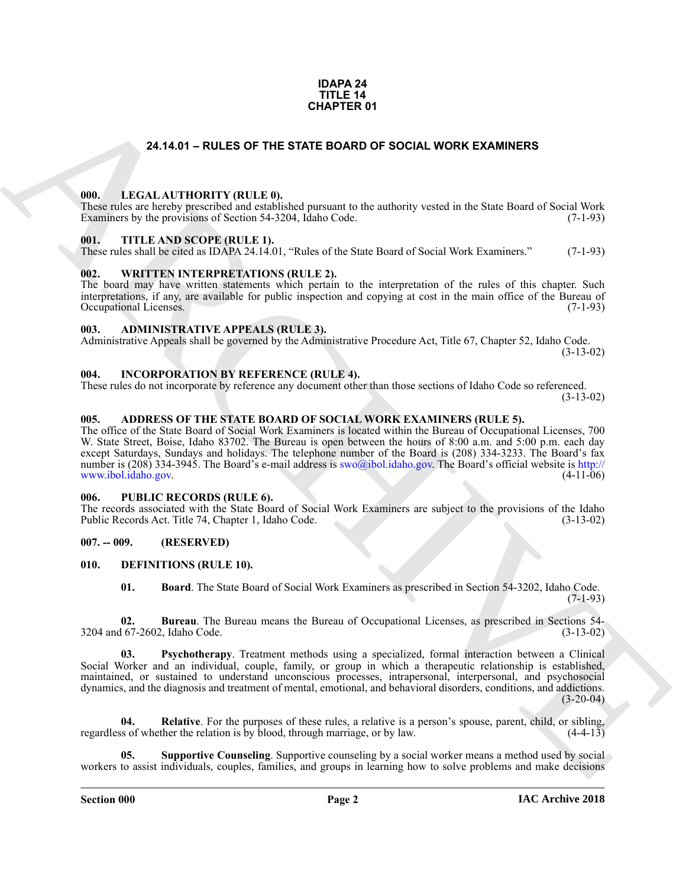**IDAPA 24**
**TITLE 14**
**CHAPTER 01**

# 24.14.01 – RULES OF THE STATE BOARD OF SOCIAL WORK EXAMINERS

## 000. LEGAL AUTHORITY (RULE 0).

These rules are hereby prescribed and established pursuant to the authority vested in the State Board of Social Work Examiners by the provisions of Section 54-3204, Idaho Code. (7-1-93)

## 001. TITLE AND SCOPE (RULE 1).

These rules shall be cited as IDAPA 24.14.01, "Rules of the State Board of Social Work Examiners." (7-1-93)

## 002. WRITTEN INTERPRETATIONS (RULE 2).

The board may have written statements which pertain to the interpretation of the rules of this chapter. Such interpretations, if any, are available for public inspection and copying at cost in the main office of the Bureau of Occupational Licenses. (7-1-93)

## 003. ADMINISTRATIVE APPEALS (RULE 3).

Administrative Appeals shall be governed by the Administrative Procedure Act, Title 67, Chapter 52, Idaho Code. (3-13-02)

## 004. INCORPORATION BY REFERENCE (RULE 4).

These rules do not incorporate by reference any document other than those sections of Idaho Code so referenced. (3-13-02)

## 005. ADDRESS OF THE STATE BOARD OF SOCIAL WORK EXAMINERS (RULE 5).

The office of the State Board of Social Work Examiners is located within the Bureau of Occupational Licenses, 700 W. State Street, Boise, Idaho 83702. The Bureau is open between the hours of 8:00 a.m. and 5:00 p.m. each day except Saturdays, Sundays and holidays. The telephone number of the Board is (208) 334-3233. The Board's fax number is (208) 334-3945. The Board's e-mail address is swo@ibol.idaho.gov. The Board's official website is http://www.ibol.idaho.gov. (4-11-06)

## 006. PUBLIC RECORDS (RULE 6).

The records associated with the State Board of Social Work Examiners are subject to the provisions of the Idaho Public Records Act. Title 74, Chapter 1, Idaho Code. (3-13-02)

## 007. -- 009. (RESERVED)

## 010. DEFINITIONS (RULE 10).

**01. Board**. The State Board of Social Work Examiners as prescribed in Section 54-3202, Idaho Code. (7-1-93)

**02. Bureau**. The Bureau means the Bureau of Occupational Licenses, as prescribed in Sections 54-3204 and 67-2602, Idaho Code. (3-13-02)

**03. Psychotherapy**. Treatment methods using a specialized, formal interaction between a Clinical Social Worker and an individual, couple, family, or group in which a therapeutic relationship is established, maintained, or sustained to understand unconscious processes, intrapersonal, interpersonal, and psychosocial dynamics, and the diagnosis and treatment of mental, emotional, and behavioral disorders, conditions, and addictions. (3-20-04)

**04. Relative**. For the purposes of these rules, a relative is a person's spouse, parent, child, or sibling, regardless of whether the relation is by blood, through marriage, or by law. (4-4-13)

**05. Supportive Counseling**. Supportive counseling by a social worker means a method used by social workers to assist individuals, couples, families, and groups in learning how to solve problems and make decisions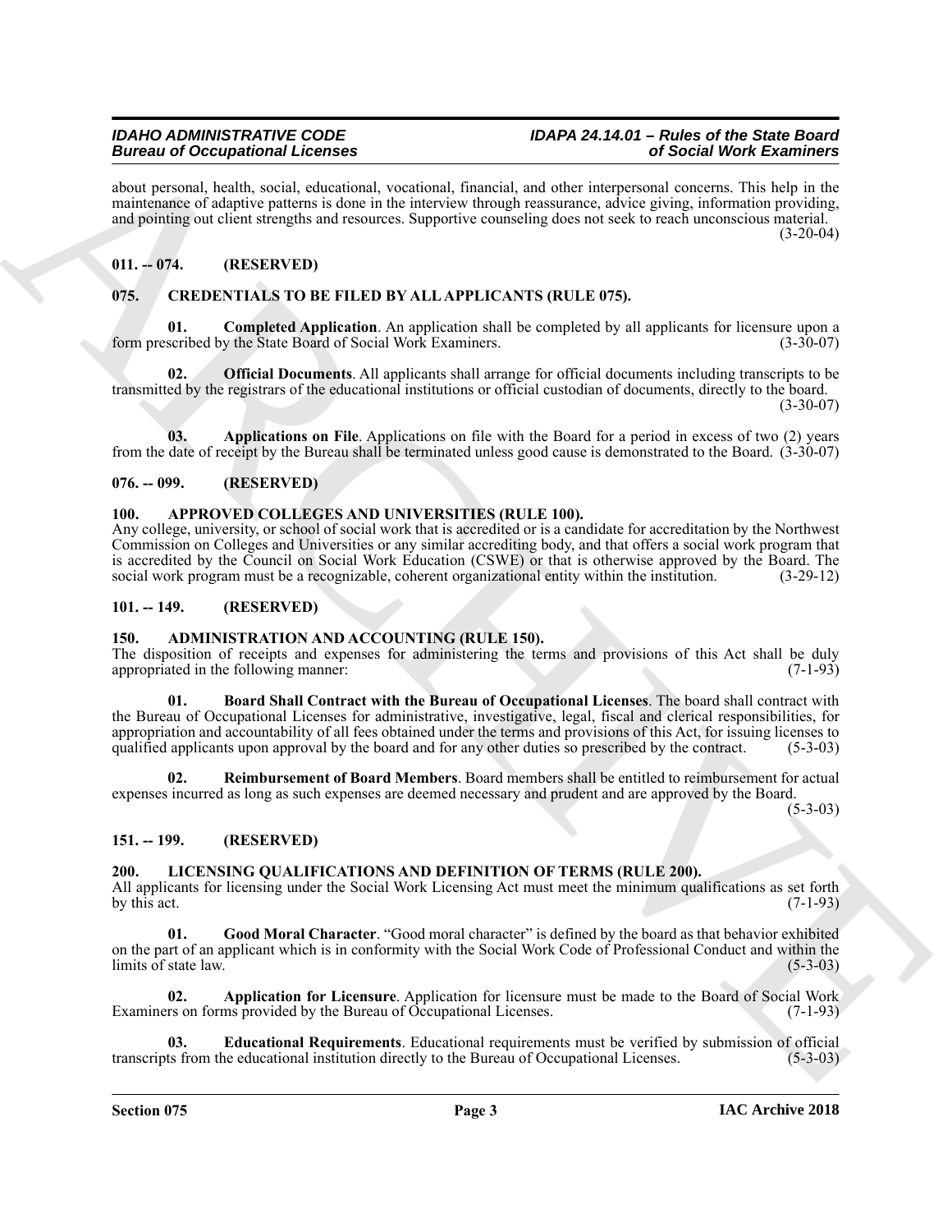about personal, health, social, educational, vocational, financial, and other interpersonal concerns. This help in the maintenance of adaptive patterns is done in the interview through reassurance, advice giving, information providing, and pointing out client strengths and resources. Supportive counseling does not seek to reach unconscious material. (3-20-04)

### 011. -- 074. (RESERVED)

### 075. CREDENTIALS TO BE FILED BY ALL APPLICANTS (RULE 075).

**01. Completed Application**. An application shall be completed by all applicants for licensure upon a form prescribed by the State Board of Social Work Examiners. (3-30-07)

**02. Official Documents**. All applicants shall arrange for official documents including transcripts to be transmitted by the registrars of the educational institutions or official custodian of documents, directly to the board. (3-30-07)

**03. Applications on File**. Applications on file with the Board for a period in excess of two (2) years from the date of receipt by the Bureau shall be terminated unless good cause is demonstrated to the Board. (3-30-07)

### 076. -- 099. (RESERVED)

### 100. APPROVED COLLEGES AND UNIVERSITIES (RULE 100).

Any college, university, or school of social work that is accredited or is a candidate for accreditation by the Northwest Commission on Colleges and Universities or any similar accrediting body, and that offers a social work program that is accredited by the Council on Social Work Education (CSWE) or that is otherwise approved by the Board. The social work program must be a recognizable, coherent organizational entity within the institution. (3-29-12)

### 101. -- 149. (RESERVED)

### 150. ADMINISTRATION AND ACCOUNTING (RULE 150).

The disposition of receipts and expenses for administering the terms and provisions of this Act shall be duly appropriated in the following manner: (7-1-93)

**01. Board Shall Contract with the Bureau of Occupational Licenses**. The board shall contract with the Bureau of Occupational Licenses for administrative, investigative, legal, fiscal and clerical responsibilities, for appropriation and accountability of all fees obtained under the terms and provisions of this Act, for issuing licenses to qualified applicants upon approval by the board and for any other duties so prescribed by the contract. (5-3-03)

**02. Reimbursement of Board Members**. Board members shall be entitled to reimbursement for actual expenses incurred as long as such expenses are deemed necessary and prudent and are approved by the Board. (5-3-03)

### 151. -- 199. (RESERVED)

### 200. LICENSING QUALIFICATIONS AND DEFINITION OF TERMS (RULE 200).

All applicants for licensing under the Social Work Licensing Act must meet the minimum qualifications as set forth by this act. (7-1-93)

**01. Good Moral Character**. "Good moral character" is defined by the board as that behavior exhibited on the part of an applicant which is in conformity with the Social Work Code of Professional Conduct and within the limits of state law. (5-3-03)

**02. Application for Licensure**. Application for licensure must be made to the Board of Social Work Examiners on forms provided by the Bureau of Occupational Licenses. (7-1-93)

**03. Educational Requirements**. Educational requirements must be verified by submission of official transcripts from the educational institution directly to the Bureau of Occupational Licenses. (5-3-03)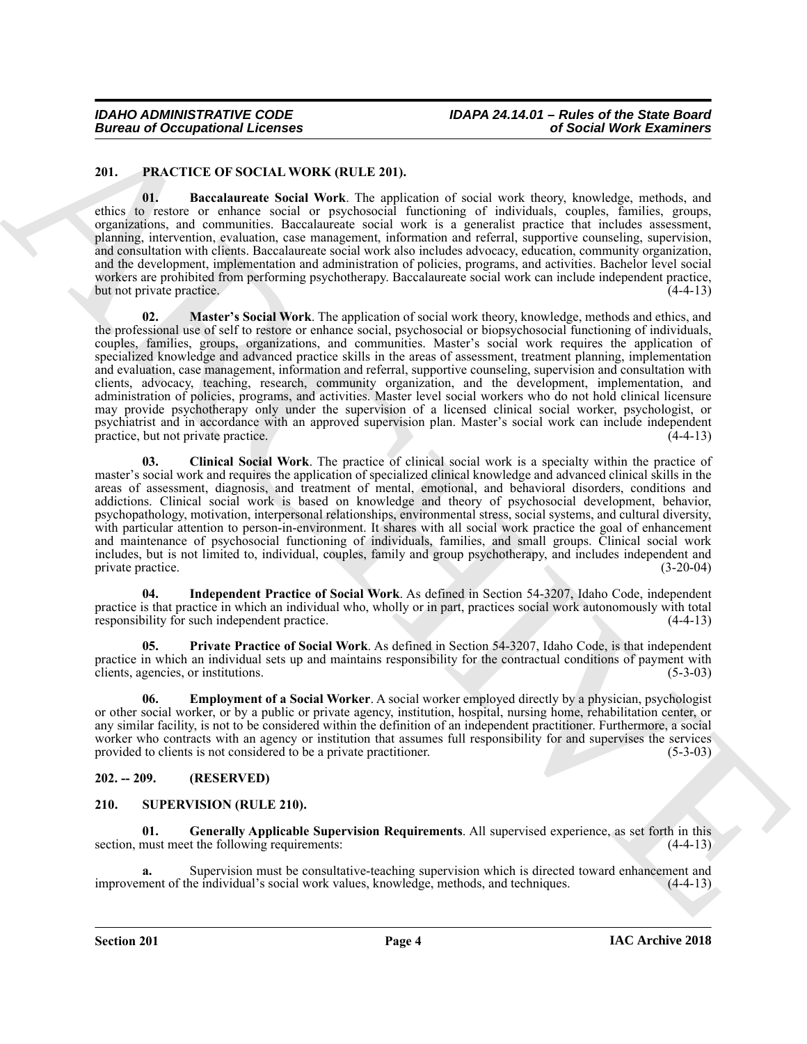## 201. PRACTICE OF SOCIAL WORK (RULE 201).

**01. Baccalaureate Social Work**. The application of social work theory, knowledge, methods, and ethics to restore or enhance social or psychosocial functioning of individuals, couples, families, groups, organizations, and communities. Baccalaureate social work is a generalist practice that includes assessment, planning, intervention, evaluation, case management, information and referral, supportive counseling, supervision, and consultation with clients. Baccalaureate social work also includes advocacy, education, community organization, and the development, implementation and administration of policies, programs, and activities. Bachelor level social workers are prohibited from performing psychotherapy. Baccalaureate social work can include independent practice, but not private practice. (4-4-13)

**02. Master's Social Work**. The application of social work theory, knowledge, methods and ethics, and the professional use of self to restore or enhance social, psychosocial or biopsychosocial functioning of individuals, couples, families, groups, organizations, and communities. Master's social work requires the application of specialized knowledge and advanced practice skills in the areas of assessment, treatment planning, implementation and evaluation, case management, information and referral, supportive counseling, supervision and consultation with clients, advocacy, teaching, research, community organization, and the development, implementation, and administration of policies, programs, and activities. Master level social workers who do not hold clinical licensure may provide psychotherapy only under the supervision of a licensed clinical social worker, psychologist, or psychiatrist and in accordance with an approved supervision plan. Master's social work can include independent practice, but not private practice. (4-4-13)

**03. Clinical Social Work**. The practice of clinical social work is a specialty within the practice of master's social work and requires the application of specialized clinical knowledge and advanced clinical skills in the areas of assessment, diagnosis, and treatment of mental, emotional, and behavioral disorders, conditions and addictions. Clinical social work is based on knowledge and theory of psychosocial development, behavior, psychopathology, motivation, interpersonal relationships, environmental stress, social systems, and cultural diversity, with particular attention to person-in-environment. It shares with all social work practice the goal of enhancement and maintenance of psychosocial functioning of individuals, families, and small groups. Clinical social work includes, but is not limited to, individual, couples, family and group psychotherapy, and includes independent and private practice. (3-20-04)

**04. Independent Practice of Social Work**. As defined in Section 54-3207, Idaho Code, independent practice is that practice in which an individual who, wholly or in part, practices social work autonomously with total responsibility for such independent practice. (4-4-13)

**05. Private Practice of Social Work**. As defined in Section 54-3207, Idaho Code, is that independent practice in which an individual sets up and maintains responsibility for the contractual conditions of payment with clients, agencies, or institutions. (5-3-03)

**06. Employment of a Social Worker**. A social worker employed directly by a physician, psychologist or other social worker, or by a public or private agency, institution, hospital, nursing home, rehabilitation center, or any similar facility, is not to be considered within the definition of an independent practitioner. Furthermore, a social worker who contracts with an agency or institution that assumes full responsibility for and supervises the services provided to clients is not considered to be a private practitioner. (5-3-03)

## 202. -- 209. (RESERVED)

## 210. SUPERVISION (RULE 210).

**01. Generally Applicable Supervision Requirements**. All supervised experience, as set forth in this section, must meet the following requirements: (4-4-13)

**a.** Supervision must be consultative-teaching supervision which is directed toward enhancement and improvement of the individual's social work values, knowledge, methods, and techniques. (4-4-13)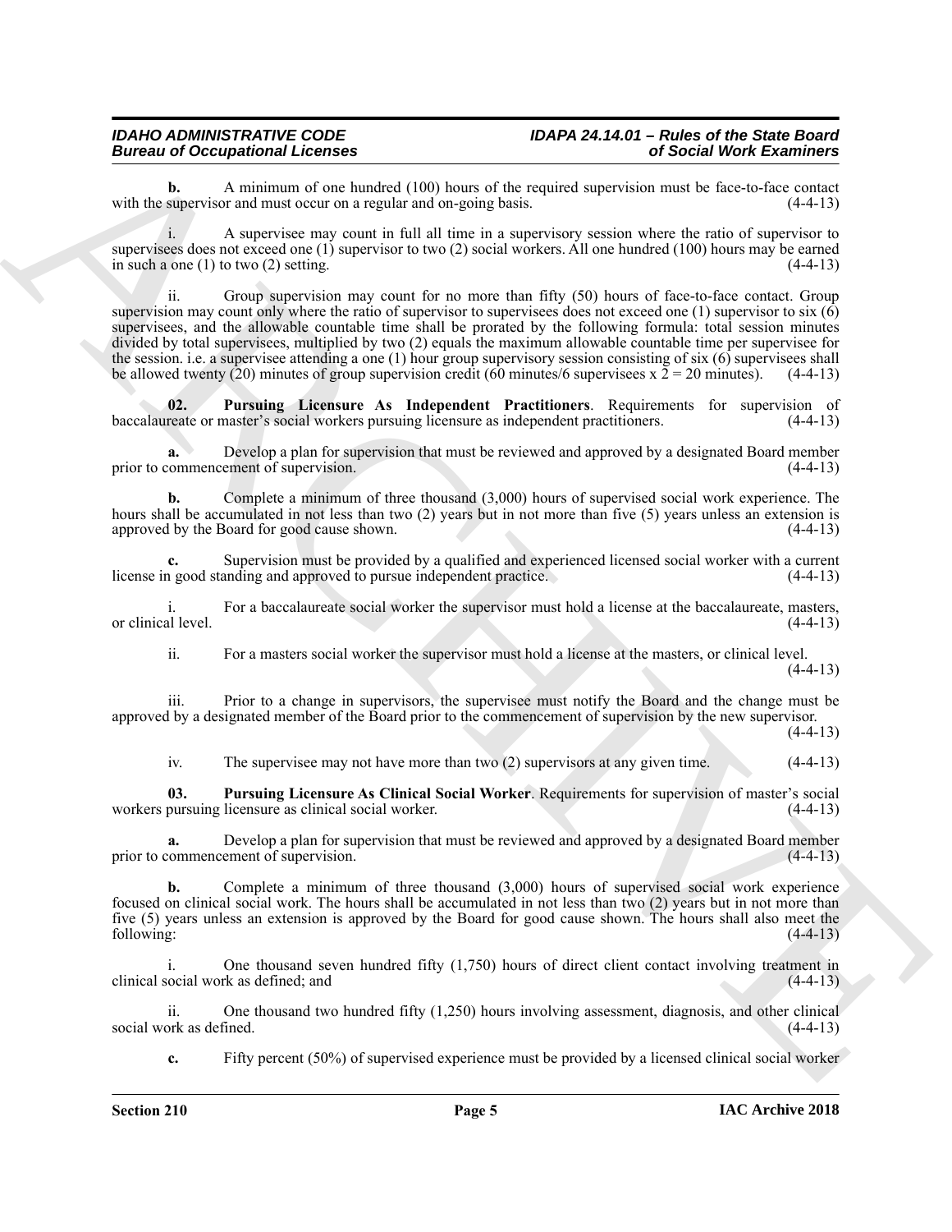**b.** A minimum of one hundred (100) hours of the required supervision must be face-to-face contact with the supervisor and must occur on a regular and on-going basis. (4-4-13)

i. A supervisee may count in full all time in a supervisory session where the ratio of supervisor to supervisees does not exceed one (1) supervisor to two (2) social workers. All one hundred (100) hours may be earned in such a one (1) to two (2) setting. (4-4-13)

ii. Group supervision may count for no more than fifty (50) hours of face-to-face contact. Group supervision may count only where the ratio of supervisor to supervisees does not exceed one (1) supervisor to six (6) supervisees, and the allowable countable time shall be prorated by the following formula: total session minutes divided by total supervisees, multiplied by two (2) equals the maximum allowable countable time per supervisee for the session. i.e. a supervisee attending a one (1) hour group supervisory session consisting of six (6) supervisees shall be allowed twenty (20) minutes of group supervision credit (60 minutes/6 supervisees x 2 = 20 minutes). (4-4-13)

**02. Pursuing Licensure As Independent Practitioners**. Requirements for supervision of baccalaureate or master's social workers pursuing licensure as independent practitioners. (4-4-13)

**a.** Develop a plan for supervision that must be reviewed and approved by a designated Board member prior to commencement of supervision. (4-4-13)

**b.** Complete a minimum of three thousand (3,000) hours of supervised social work experience. The hours shall be accumulated in not less than two (2) years but in not more than five (5) years unless an extension is approved by the Board for good cause shown. (4-4-13)

**c.** Supervision must be provided by a qualified and experienced licensed social worker with a current license in good standing and approved to pursue independent practice. (4-4-13)

i. For a baccalaureate social worker the supervisor must hold a license at the baccalaureate, masters, or clinical level. (4-4-13)

ii. For a masters social worker the supervisor must hold a license at the masters, or clinical level. (4-4-13)

iii. Prior to a change in supervisors, the supervisee must notify the Board and the change must be approved by a designated member of the Board prior to the commencement of supervision by the new supervisor. (4-4-13)

iv. The supervisee may not have more than two (2) supervisors at any given time. (4-4-13)

**03. Pursuing Licensure As Clinical Social Worker**. Requirements for supervision of master's social workers pursuing licensure as clinical social worker. (4-4-13)

**a.** Develop a plan for supervision that must be reviewed and approved by a designated Board member prior to commencement of supervision. (4-4-13)

**b.** Complete a minimum of three thousand (3,000) hours of supervised social work experience focused on clinical social work. The hours shall be accumulated in not less than two (2) years but in not more than five (5) years unless an extension is approved by the Board for good cause shown. The hours shall also meet the following: (4-4-13)

i. One thousand seven hundred fifty (1,750) hours of direct client contact involving treatment in clinical social work as defined; and (4-4-13)

ii. One thousand two hundred fifty (1,250) hours involving assessment, diagnosis, and other clinical social work as defined. (4-4-13)

**c.** Fifty percent (50%) of supervised experience must be provided by a licensed clinical social worker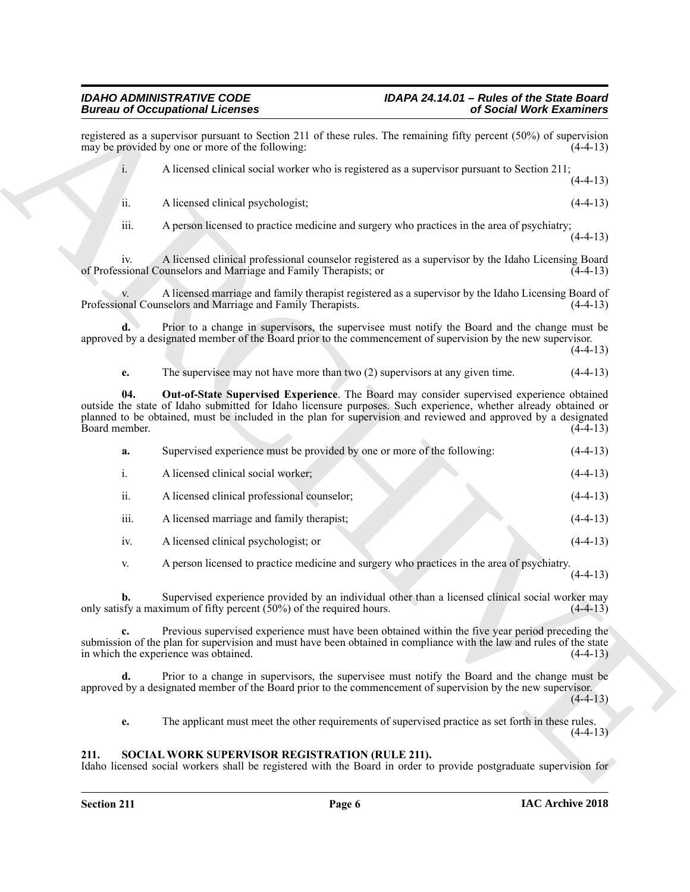registered as a supervisor pursuant to Section 211 of these rules. The remaining fifty percent (50%) of supervision may be provided by one or more of the following: (4-4-13)

i. A licensed clinical social worker who is registered as a supervisor pursuant to Section 211; (4-4-13)

ii. A licensed clinical psychologist; (4-4-13)

iii. A person licensed to practice medicine and surgery who practices in the area of psychiatry; (4-4-13)

iv. A licensed clinical professional counselor registered as a supervisor by the Idaho Licensing Board of Professional Counselors and Marriage and Family Therapists; or (4-4-13)

v. A licensed marriage and family therapist registered as a supervisor by the Idaho Licensing Board of Professional Counselors and Marriage and Family Therapists. (4-4-13)

**d.** Prior to a change in supervisors, the supervisee must notify the Board and the change must be approved by a designated member of the Board prior to the commencement of supervision by the new supervisor. (4-4-13)

**e.** The supervisee may not have more than two (2) supervisors at any given time. (4-4-13)

**04. Out-of-State Supervised Experience**. The Board may consider supervised experience obtained outside the state of Idaho submitted for Idaho licensure purposes. Such experience, whether already obtained or planned to be obtained, must be included in the plan for supervision and reviewed and approved by a designated Board member. (4-4-13)

**a.** Supervised experience must be provided by one or more of the following: (4-4-13)

i. A licensed clinical social worker; (4-4-13)

ii. A licensed clinical professional counselor; (4-4-13)

iii. A licensed marriage and family therapist; (4-4-13)

iv. A licensed clinical psychologist; or (4-4-13)

v. A person licensed to practice medicine and surgery who practices in the area of psychiatry. (4-4-13)

**b.** Supervised experience provided by an individual other than a licensed clinical social worker may only satisfy a maximum of fifty percent (50%) of the required hours. (4-4-13)

**c.** Previous supervised experience must have been obtained within the five year period preceding the submission of the plan for supervision and must have been obtained in compliance with the law and rules of the state in which the experience was obtained. (4-4-13)

**d.** Prior to a change in supervisors, the supervisee must notify the Board and the change must be approved by a designated member of the Board prior to the commencement of supervision by the new supervisor. (4-4-13)

**e.** The applicant must meet the other requirements of supervised practice as set forth in these rules. (4-4-13)

## 211. SOCIAL WORK SUPERVISOR REGISTRATION (RULE 211).

Idaho licensed social workers shall be registered with the Board in order to provide postgraduate supervision for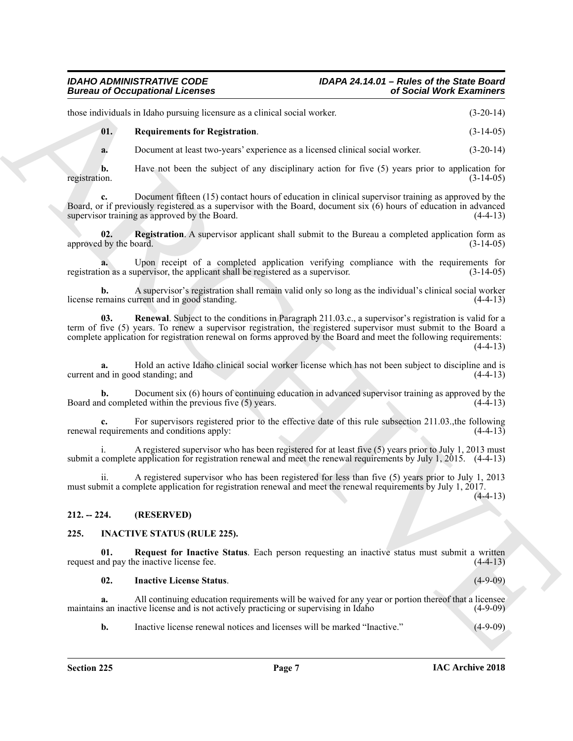those individuals in Idaho pursuing licensure as a clinical social worker. (3-20-14)

**01. Requirements for Registration**. (3-14-05)

**a.** Document at least two-years' experience as a licensed clinical social worker. (3-20-14)

**b.** Have not been the subject of any disciplinary action for five (5) years prior to application for registration. (3-14-05)

**c.** Document fifteen (15) contact hours of education in clinical supervisor training as approved by the Board, or if previously registered as a supervisor with the Board, document six (6) hours of education in advanced supervisor training as approved by the Board. (4-4-13)

**02. Registration**. A supervisor applicant shall submit to the Bureau a completed application form as approved by the board. (3-14-05)

**a.** Upon receipt of a completed application verifying compliance with the requirements for registration as a supervisor, the applicant shall be registered as a supervisor. (3-14-05)

**b.** A supervisor's registration shall remain valid only so long as the individual's clinical social worker license remains current and in good standing. (4-4-13)

**03. Renewal**. Subject to the conditions in Paragraph 211.03.c., a supervisor's registration is valid for a term of five (5) years. To renew a supervisor registration, the registered supervisor must submit to the Board a complete application for registration renewal on forms approved by the Board and meet the following requirements: (4-4-13)

**a.** Hold an active Idaho clinical social worker license which has not been subject to discipline and is current and in good standing; and (4-4-13)

**b.** Document six (6) hours of continuing education in advanced supervisor training as approved by the Board and completed within the previous five (5) years. (4-4-13)

**c.** For supervisors registered prior to the effective date of this rule subsection 211.03.,the following renewal requirements and conditions apply: (4-4-13)

i. A registered supervisor who has been registered for at least five (5) years prior to July 1, 2013 must submit a complete application for registration renewal and meet the renewal requirements by July 1, 2015. (4-4-13)

ii. A registered supervisor who has been registered for less than five (5) years prior to July 1, 2013 must submit a complete application for registration renewal and meet the renewal requirements by July 1, 2017. (4-4-13)

## 212. -- 224. (RESERVED)

## 225. INACTIVE STATUS (RULE 225).

**01. Request for Inactive Status**. Each person requesting an inactive status must submit a written request and pay the inactive license fee. (4-4-13)

**02. Inactive License Status**. (4-9-09)

**a.** All continuing education requirements will be waived for any year or portion thereof that a licensee maintains an inactive license and is not actively practicing or supervising in Idaho (4-9-09)

**b.** Inactive license renewal notices and licenses will be marked "Inactive." (4-9-09)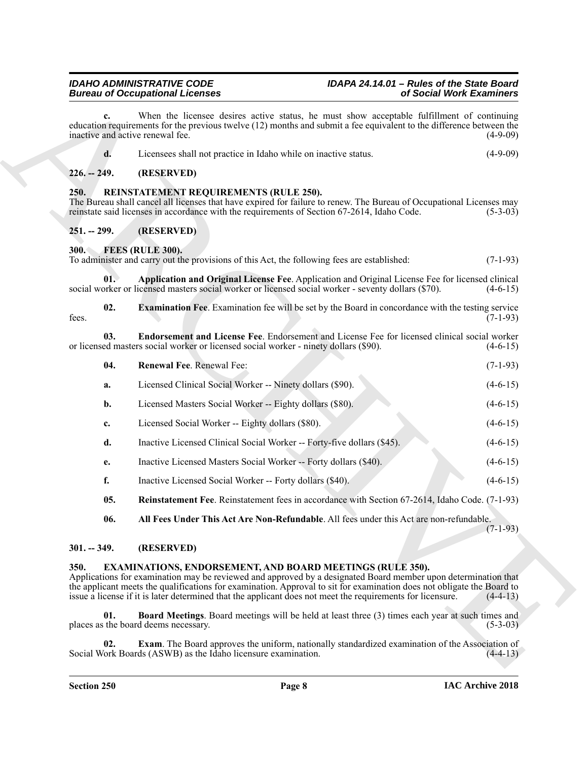**c.** When the licensee desires active status, he must show acceptable fulfillment of continuing education requirements for the previous twelve (12) months and submit a fee equivalent to the difference between the inactive and active renewal fee. (4-9-09)

**d.** Licensees shall not practice in Idaho while on inactive status. (4-9-09)

## 226. -- 249. (RESERVED)

## 250. REINSTATEMENT REQUIREMENTS (RULE 250).

The Bureau shall cancel all licenses that have expired for failure to renew. The Bureau of Occupational Licenses may reinstate said licenses in accordance with the requirements of Section 67-2614, Idaho Code. (5-3-03)

## 251. -- 299. (RESERVED)

## 300. FEES (RULE 300).

To administer and carry out the provisions of this Act, the following fees are established: (7-1-93)

**01. Application and Original License Fee**. Application and Original License Fee for licensed clinical social worker or licensed masters social worker or licensed social worker - seventy dollars ($70). (4-6-15)

**02. Examination Fee**. Examination fee will be set by the Board in concordance with the testing service fees. (7-1-93)

**03. Endorsement and License Fee**. Endorsement and License Fee for licensed clinical social worker or licensed masters social worker or licensed social worker - ninety dollars ($90). (4-6-15)

**04. Renewal Fee**. Renewal Fee: (7-1-93)

**a.** Licensed Clinical Social Worker -- Ninety dollars ($90). (4-6-15)

**b.** Licensed Masters Social Worker -- Eighty dollars ($80). (4-6-15)

**c.** Licensed Social Worker -- Eighty dollars ($80). (4-6-15)

**d.** Inactive Licensed Clinical Social Worker -- Forty-five dollars ($45). (4-6-15)

**e.** Inactive Licensed Masters Social Worker -- Forty dollars ($40). (4-6-15)

**f.** Inactive Licensed Social Worker -- Forty dollars ($40). (4-6-15)

**05. Reinstatement Fee**. Reinstatement fees in accordance with Section 67-2614, Idaho Code. (7-1-93)

**06. All Fees Under This Act Are Non-Refundable**. All fees under this Act are non-refundable. (7-1-93)

## 301. -- 349. (RESERVED)

## 350. EXAMINATIONS, ENDORSEMENT, AND BOARD MEETINGS (RULE 350).

Applications for examination may be reviewed and approved by a designated Board member upon determination that the applicant meets the qualifications for examination. Approval to sit for examination does not obligate the Board to issue a license if it is later determined that the applicant does not meet the requirements for licensure. (4-4-13)

**01. Board Meetings**. Board meetings will be held at least three (3) times each year at such times and places as the board deems necessary. (5-3-03)

**02. Exam**. The Board approves the uniform, nationally standardized examination of the Association of Social Work Boards (ASWB) as the Idaho licensure examination. (4-4-13)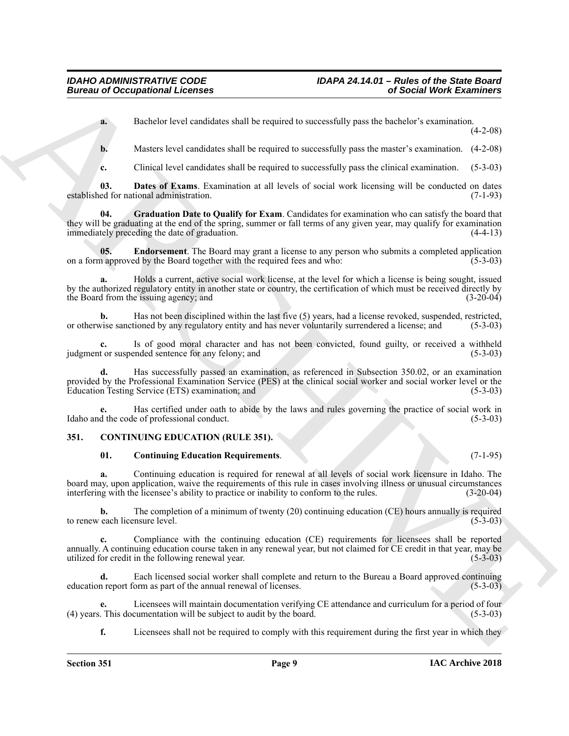**a.** Bachelor level candidates shall be required to successfully pass the bachelor's examination. (4-2-08)

**b.** Masters level candidates shall be required to successfully pass the master's examination. (4-2-08)

**c.** Clinical level candidates shall be required to successfully pass the clinical examination. (5-3-03)

**03. Dates of Exams**. Examination at all levels of social work licensing will be conducted on dates established for national administration. (7-1-93)

**04. Graduation Date to Qualify for Exam**. Candidates for examination who can satisfy the board that they will be graduating at the end of the spring, summer or fall terms of any given year, may qualify for examination immediately preceding the date of graduation. (4-4-13)

**05. Endorsement**. The Board may grant a license to any person who submits a completed application on a form approved by the Board together with the required fees and who: (5-3-03)

**a.** Holds a current, active social work license, at the level for which a license is being sought, issued by the authorized regulatory entity in another state or country, the certification of which must be received directly by the Board from the issuing agency; and (3-20-04)

**b.** Has not been disciplined within the last five (5) years, had a license revoked, suspended, restricted, or otherwise sanctioned by any regulatory entity and has never voluntarily surrendered a license; and (5-3-03)

**c.** Is of good moral character and has not been convicted, found guilty, or received a withheld judgment or suspended sentence for any felony; and (5-3-03)

**d.** Has successfully passed an examination, as referenced in Subsection 350.02, or an examination provided by the Professional Examination Service (PES) at the clinical social worker and social worker level or the Education Testing Service (ETS) examination; and (5-3-03)

**e.** Has certified under oath to abide by the laws and rules governing the practice of social work in Idaho and the code of professional conduct. (5-3-03)

## 351. CONTINUING EDUCATION (RULE 351).

**01. Continuing Education Requirements**. (7-1-95)

**a.** Continuing education is required for renewal at all levels of social work licensure in Idaho. The board may, upon application, waive the requirements of this rule in cases involving illness or unusual circumstances interfering with the licensee's ability to practice or inability to conform to the rules. (3-20-04)

**b.** The completion of a minimum of twenty (20) continuing education (CE) hours annually is required to renew each licensure level. (5-3-03)

**c.** Compliance with the continuing education (CE) requirements for licensees shall be reported annually. A continuing education course taken in any renewal year, but not claimed for CE credit in that year, may be utilized for credit in the following renewal year. (5-3-03)

**d.** Each licensed social worker shall complete and return to the Bureau a Board approved continuing education report form as part of the annual renewal of licenses. (5-3-03)

**e.** Licensees will maintain documentation verifying CE attendance and curriculum for a period of four (4) years. This documentation will be subject to audit by the board. (5-3-03)

**f.** Licensees shall not be required to comply with this requirement during the first year in which they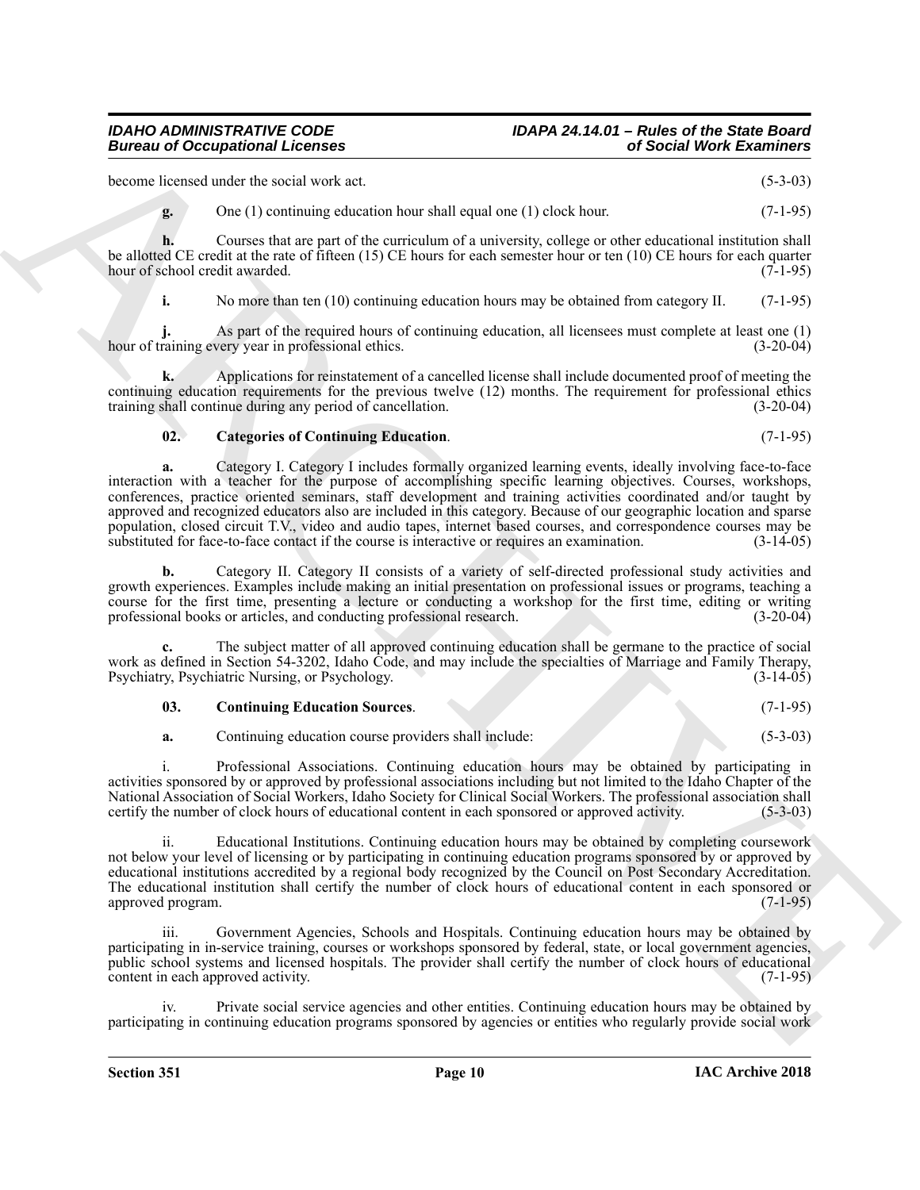become licensed under the social work act. (5-3-03)

**g.** One (1) continuing education hour shall equal one (1) clock hour. (7-1-95)

**h.** Courses that are part of the curriculum of a university, college or other educational institution shall be allotted CE credit at the rate of fifteen (15) CE hours for each semester hour or ten (10) CE hours for each quarter hour of school credit awarded. (7-1-95)

**i.** No more than ten (10) continuing education hours may be obtained from category II. (7-1-95)

**j.** As part of the required hours of continuing education, all licensees must complete at least one (1) hour of training every year in professional ethics. (3-20-04)

**k.** Applications for reinstatement of a cancelled license shall include documented proof of meeting the continuing education requirements for the previous twelve (12) months. The requirement for professional ethics training shall continue during any period of cancellation. (3-20-04)

**02. Categories of Continuing Education**. (7-1-95)

**a.** Category I. Category I includes formally organized learning events, ideally involving face-to-face interaction with a teacher for the purpose of accomplishing specific learning objectives. Courses, workshops, conferences, practice oriented seminars, staff development and training activities coordinated and/or taught by approved and recognized educators also are included in this category. Because of our geographic location and sparse population, closed circuit T.V., video and audio tapes, internet based courses, and correspondence courses may be substituted for face-to-face contact if the course is interactive or requires an examination. (3-14-05)

**b.** Category II. Category II consists of a variety of self-directed professional study activities and growth experiences. Examples include making an initial presentation on professional issues or programs, teaching a course for the first time, presenting a lecture or conducting a workshop for the first time, editing or writing professional books or articles, and conducting professional research. (3-20-04)

**c.** The subject matter of all approved continuing education shall be germane to the practice of social work as defined in Section 54-3202, Idaho Code, and may include the specialties of Marriage and Family Therapy, Psychiatry, Psychiatric Nursing, or Psychology. (3-14-05)

**03. Continuing Education Sources**. (7-1-95)

**a.** Continuing education course providers shall include: (5-3-03)

i. Professional Associations. Continuing education hours may be obtained by participating in activities sponsored by or approved by professional associations including but not limited to the Idaho Chapter of the National Association of Social Workers, Idaho Society for Clinical Social Workers. The professional association shall certify the number of clock hours of educational content in each sponsored or approved activity. (5-3-03)

ii. Educational Institutions. Continuing education hours may be obtained by completing coursework not below your level of licensing or by participating in continuing education programs sponsored by or approved by educational institutions accredited by a regional body recognized by the Council on Post Secondary Accreditation. The educational institution shall certify the number of clock hours of educational content in each sponsored or approved program. (7-1-95)

iii. Government Agencies, Schools and Hospitals. Continuing education hours may be obtained by participating in in-service training, courses or workshops sponsored by federal, state, or local government agencies, public school systems and licensed hospitals. The provider shall certify the number of clock hours of educational content in each approved activity. (7-1-95)

iv. Private social service agencies and other entities. Continuing education hours may be obtained by participating in continuing education programs sponsored by agencies or entities who regularly provide social work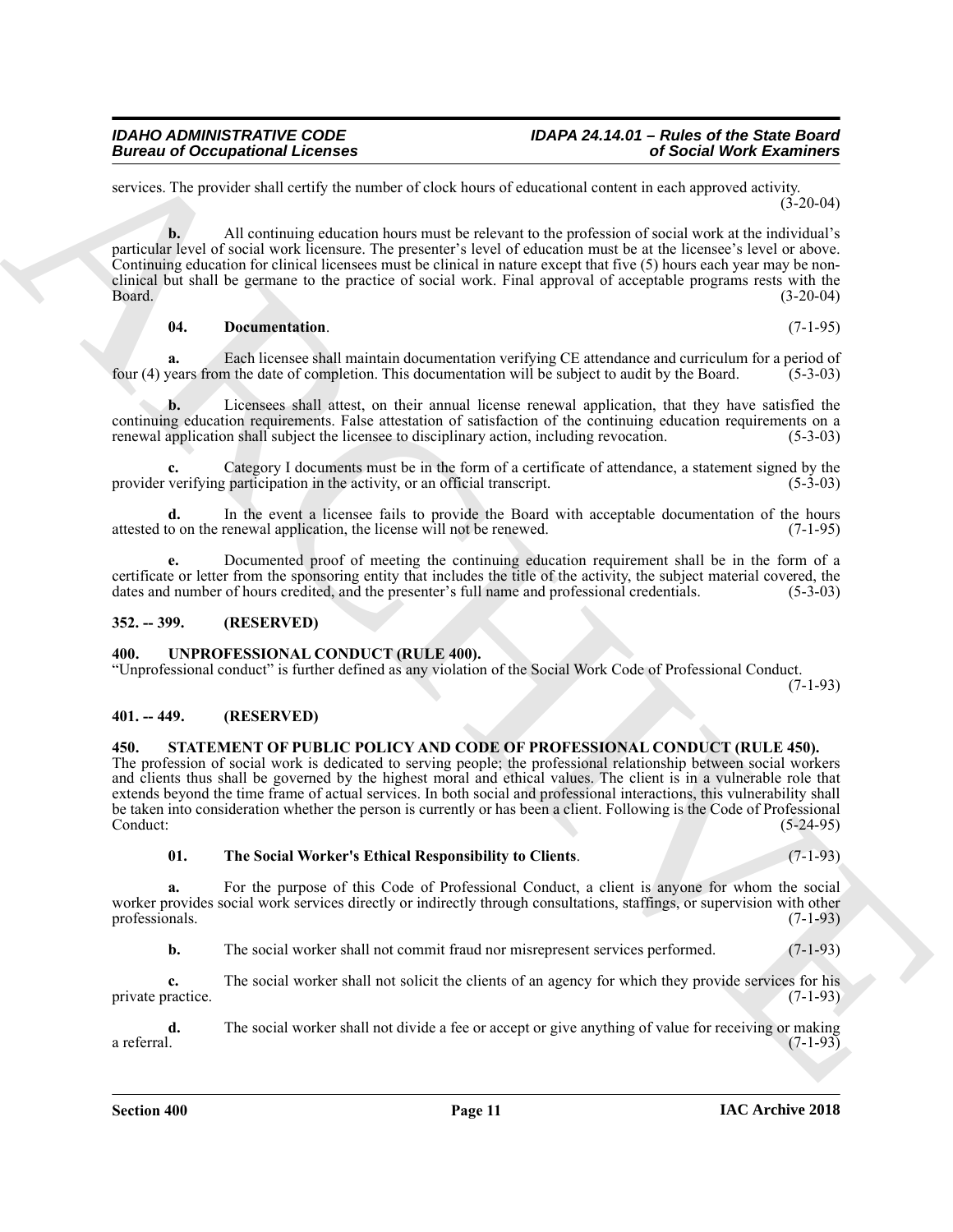services. The provider shall certify the number of clock hours of educational content in each approved activity. (3-20-04)

**b.** All continuing education hours must be relevant to the profession of social work at the individual's particular level of social work licensure. The presenter's level of education must be at the licensee's level or above. Continuing education for clinical licensees must be clinical in nature except that five (5) hours each year may be non-clinical but shall be germane to the practice of social work. Final approval of acceptable programs rests with the Board. (3-20-04)

**04. Documentation**. (7-1-95)

**a.** Each licensee shall maintain documentation verifying CE attendance and curriculum for a period of four (4) years from the date of completion. This documentation will be subject to audit by the Board. (5-3-03)

**b.** Licensees shall attest, on their annual license renewal application, that they have satisfied the continuing education requirements. False attestation of satisfaction of the continuing education requirements on a renewal application shall subject the licensee to disciplinary action, including revocation. (5-3-03)

**c.** Category I documents must be in the form of a certificate of attendance, a statement signed by the provider verifying participation in the activity, or an official transcript. (5-3-03)

**d.** In the event a licensee fails to provide the Board with acceptable documentation of the hours attested to on the renewal application, the license will not be renewed. (7-1-95)

**e.** Documented proof of meeting the continuing education requirement shall be in the form of a certificate or letter from the sponsoring entity that includes the title of the activity, the subject material covered, the dates and number of hours credited, and the presenter's full name and professional credentials. (5-3-03)

## 352. -- 399. (RESERVED)

## 400. UNPROFESSIONAL CONDUCT (RULE 400).

"Unprofessional conduct" is further defined as any violation of the Social Work Code of Professional Conduct. (7-1-93)

## 401. -- 449. (RESERVED)

## 450. STATEMENT OF PUBLIC POLICY AND CODE OF PROFESSIONAL CONDUCT (RULE 450).

The profession of social work is dedicated to serving people; the professional relationship between social workers and clients thus shall be governed by the highest moral and ethical values. The client is in a vulnerable role that extends beyond the time frame of actual services. In both social and professional interactions, this vulnerability shall be taken into consideration whether the person is currently or has been a client. Following is the Code of Professional Conduct: (5-24-95)

**01. The Social Worker's Ethical Responsibility to Clients**. (7-1-93)

**a.** For the purpose of this Code of Professional Conduct, a client is anyone for whom the social worker provides social work services directly or indirectly through consultations, staffings, or supervision with other professionals. (7-1-93)

**b.** The social worker shall not commit fraud nor misrepresent services performed. (7-1-93)

**c.** The social worker shall not solicit the clients of an agency for which they provide services for his private practice. (7-1-93)

**d.** The social worker shall not divide a fee or accept or give anything of value for receiving or making a referral. (7-1-93)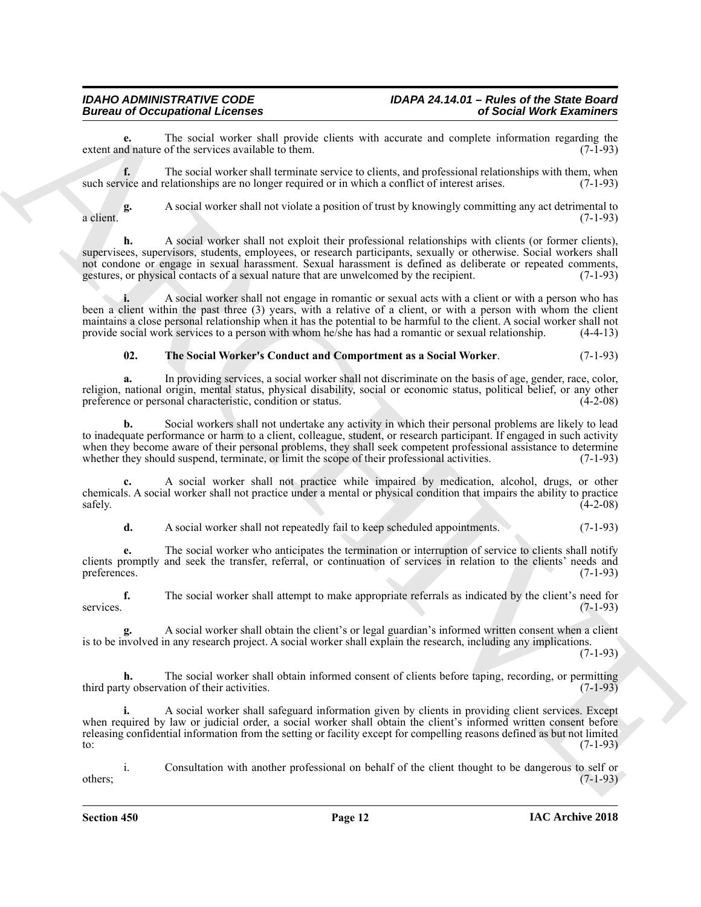**e.** The social worker shall provide clients with accurate and complete information regarding the extent and nature of the services available to them. (7-1-93)

**f.** The social worker shall terminate service to clients, and professional relationships with them, when such service and relationships are no longer required or in which a conflict of interest arises. (7-1-93)

**g.** A social worker shall not violate a position of trust by knowingly committing any act detrimental to a client. (7-1-93)

**h.** A social worker shall not exploit their professional relationships with clients (or former clients), supervisees, supervisors, students, employees, or research participants, sexually or otherwise. Social workers shall not condone or engage in sexual harassment. Sexual harassment is defined as deliberate or repeated comments, gestures, or physical contacts of a sexual nature that are unwelcomed by the recipient. (7-1-93)

**i.** A social worker shall not engage in romantic or sexual acts with a client or with a person who has been a client within the past three (3) years, with a relative of a client, or with a person with whom the client maintains a close personal relationship when it has the potential to be harmful to the client. A social worker shall not provide social work services to a person with whom he/she has had a romantic or sexual relationship. (4-4-13)

**02. The Social Worker's Conduct and Comportment as a Social Worker**. (7-1-93)

**a.** In providing services, a social worker shall not discriminate on the basis of age, gender, race, color, religion, national origin, mental status, physical disability, social or economic status, political belief, or any other preference or personal characteristic, condition or status. (4-2-08)

**b.** Social workers shall not undertake any activity in which their personal problems are likely to lead to inadequate performance or harm to a client, colleague, student, or research participant. If engaged in such activity when they become aware of their personal problems, they shall seek competent professional assistance to determine whether they should suspend, terminate, or limit the scope of their professional activities. (7-1-93)

**c.** A social worker shall not practice while impaired by medication, alcohol, drugs, or other chemicals. A social worker shall not practice under a mental or physical condition that impairs the ability to practice safely. (4-2-08)

**d.** A social worker shall not repeatedly fail to keep scheduled appointments. (7-1-93)

**e.** The social worker who anticipates the termination or interruption of service to clients shall notify clients promptly and seek the transfer, referral, or continuation of services in relation to the clients' needs and preferences. (7-1-93)

**f.** The social worker shall attempt to make appropriate referrals as indicated by the client's need for services. (7-1-93)

**g.** A social worker shall obtain the client's or legal guardian's informed written consent when a client is to be involved in any research project. A social worker shall explain the research, including any implications. (7-1-93)

**h.** The social worker shall obtain informed consent of clients before taping, recording, or permitting third party observation of their activities. (7-1-93)

**i.** A social worker shall safeguard information given by clients in providing client services. Except when required by law or judicial order, a social worker shall obtain the client's informed written consent before releasing confidential information from the setting or facility except for compelling reasons defined as but not limited to: (7-1-93)

i. Consultation with another professional on behalf of the client thought to be dangerous to self or others; (7-1-93)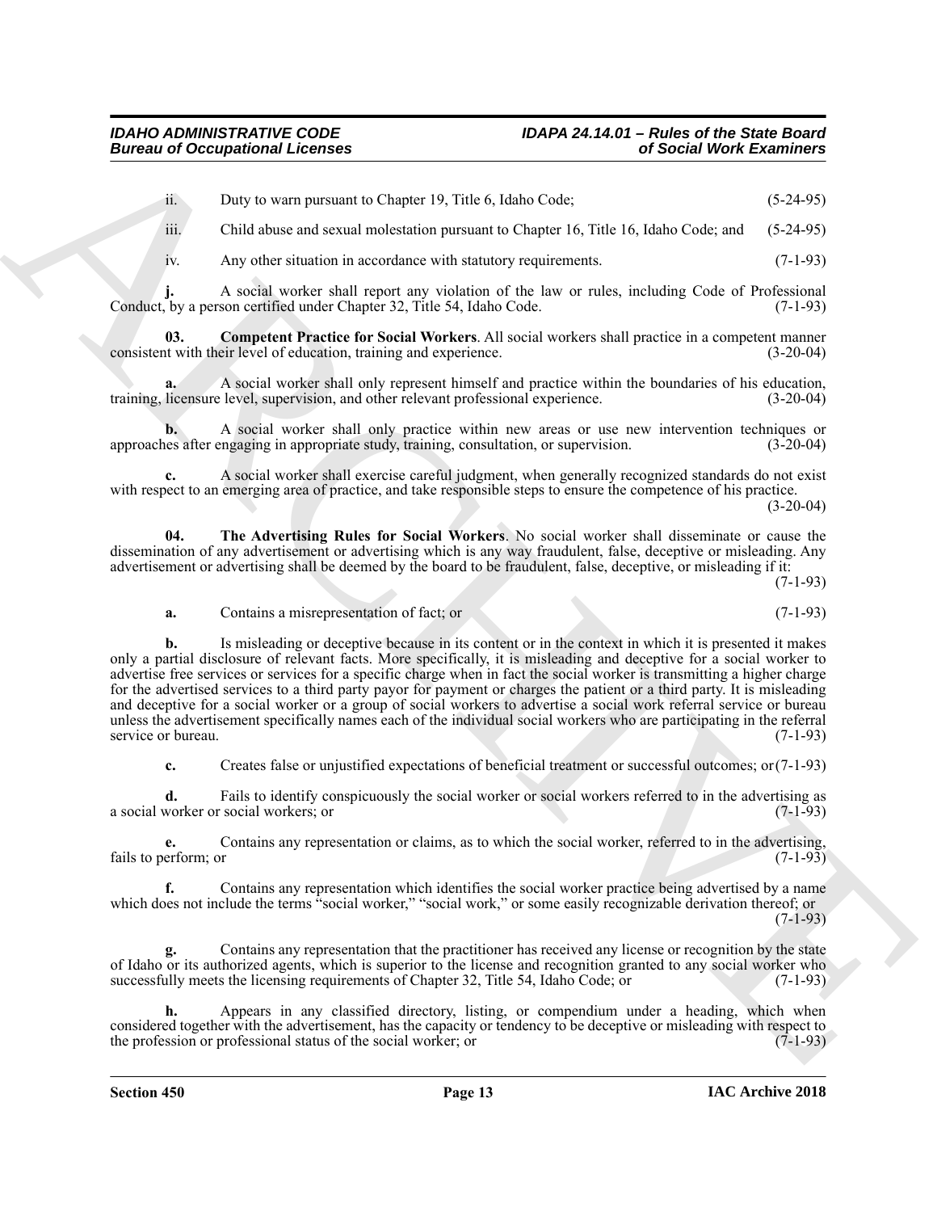ii. Duty to warn pursuant to Chapter 19, Title 6, Idaho Code; (5-24-95)

iii. Child abuse and sexual molestation pursuant to Chapter 16, Title 16, Idaho Code; and (5-24-95)

iv. Any other situation in accordance with statutory requirements. (7-1-93)

**j.** A social worker shall report any violation of the law or rules, including Code of Professional Conduct, by a person certified under Chapter 32, Title 54, Idaho Code. (7-1-93)

**03. Competent Practice for Social Workers**. All social workers shall practice in a competent manner consistent with their level of education, training and experience. (3-20-04)

**a.** A social worker shall only represent himself and practice within the boundaries of his education, training, licensure level, supervision, and other relevant professional experience. (3-20-04)

**b.** A social worker shall only practice within new areas or use new intervention techniques or approaches after engaging in appropriate study, training, consultation, or supervision. (3-20-04)

**c.** A social worker shall exercise careful judgment, when generally recognized standards do not exist with respect to an emerging area of practice, and take responsible steps to ensure the competence of his practice. (3-20-04)

**04. The Advertising Rules for Social Workers**. No social worker shall disseminate or cause the dissemination of any advertisement or advertising which is any way fraudulent, false, deceptive or misleading. Any advertisement or advertising shall be deemed by the board to be fraudulent, false, deceptive, or misleading if it: (7-1-93)

**a.** Contains a misrepresentation of fact; or (7-1-93)

**b.** Is misleading or deceptive because in its content or in the context in which it is presented it makes only a partial disclosure of relevant facts. More specifically, it is misleading and deceptive for a social worker to advertise free services or services for a specific charge when in fact the social worker is transmitting a higher charge for the advertised services to a third party payor for payment or charges the patient or a third party. It is misleading and deceptive for a social worker or a group of social workers to advertise a social work referral service or bureau unless the advertisement specifically names each of the individual social workers who are participating in the referral service or bureau. (7-1-93)

**c.** Creates false or unjustified expectations of beneficial treatment or successful outcomes; or (7-1-93)

**d.** Fails to identify conspicuously the social worker or social workers referred to in the advertising as a social worker or social workers; or (7-1-93)

**e.** Contains any representation or claims, as to which the social worker, referred to in the advertising, fails to perform; or (7-1-93)

**f.** Contains any representation which identifies the social worker practice being advertised by a name which does not include the terms "social worker," "social work," or some easily recognizable derivation thereof; or (7-1-93)

**g.** Contains any representation that the practitioner has received any license or recognition by the state of Idaho or its authorized agents, which is superior to the license and recognition granted to any social worker who successfully meets the licensing requirements of Chapter 32, Title 54, Idaho Code; or (7-1-93)

**h.** Appears in any classified directory, listing, or compendium under a heading, which when considered together with the advertisement, has the capacity or tendency to be deceptive or misleading with respect to the profession or professional status of the social worker; or (7-1-93)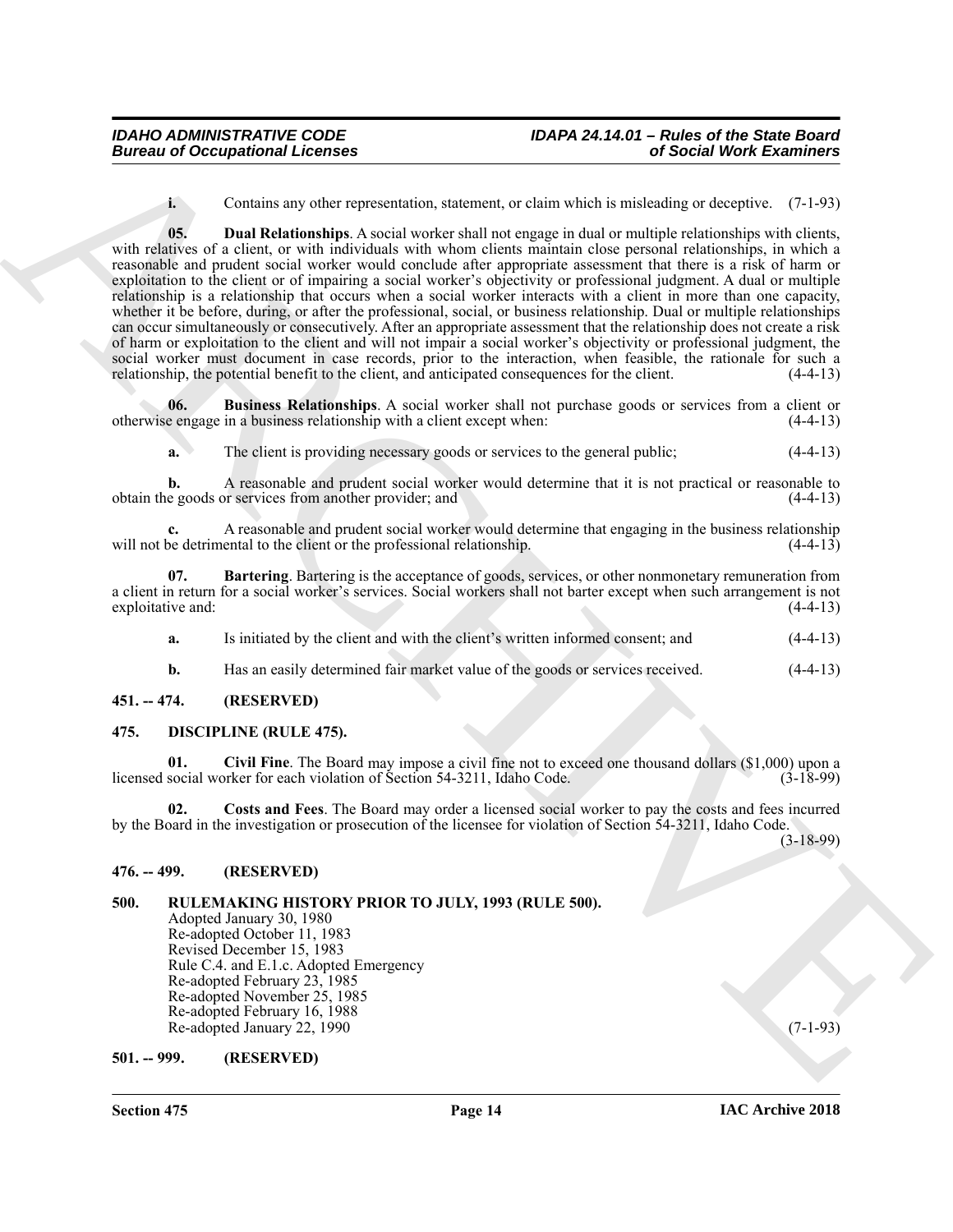**i.** Contains any other representation, statement, or claim which is misleading or deceptive. (7-1-93)

**05. Dual Relationships**. A social worker shall not engage in dual or multiple relationships with clients, with relatives of a client, or with individuals with whom clients maintain close personal relationships, in which a reasonable and prudent social worker would conclude after appropriate assessment that there is a risk of harm or exploitation to the client or of impairing a social worker's objectivity or professional judgment. A dual or multiple relationship is a relationship that occurs when a social worker interacts with a client in more than one capacity, whether it be before, during, or after the professional, social, or business relationship. Dual or multiple relationships can occur simultaneously or consecutively. After an appropriate assessment that the relationship does not create a risk of harm or exploitation to the client and will not impair a social worker's objectivity or professional judgment, the social worker must document in case records, prior to the interaction, when feasible, the rationale for such a relationship, the potential benefit to the client, and anticipated consequences for the client. (4-4-13)

**06. Business Relationships**. A social worker shall not purchase goods or services from a client or otherwise engage in a business relationship with a client except when: (4-4-13)

**a.** The client is providing necessary goods or services to the general public; (4-4-13)

**b.** A reasonable and prudent social worker would determine that it is not practical or reasonable to obtain the goods or services from another provider; and (4-4-13)

**c.** A reasonable and prudent social worker would determine that engaging in the business relationship will not be detrimental to the client or the professional relationship. (4-4-13)

**07. Bartering**. Bartering is the acceptance of goods, services, or other nonmonetary remuneration from a client in return for a social worker's services. Social workers shall not barter except when such arrangement is not exploitative and: (4-4-13)

**a.** Is initiated by the client and with the client's written informed consent; and (4-4-13)

**b.** Has an easily determined fair market value of the goods or services received. (4-4-13)

## 451. -- 474. (RESERVED)

## 475. DISCIPLINE (RULE 475).

**01. Civil Fine**. The Board may impose a civil fine not to exceed one thousand dollars ($1,000) upon a licensed social worker for each violation of Section 54-3211, Idaho Code. (3-18-99)

**02. Costs and Fees**. The Board may order a licensed social worker to pay the costs and fees incurred by the Board in the investigation or prosecution of the licensee for violation of Section 54-3211, Idaho Code. (3-18-99)

## 476. -- 499. (RESERVED)

## 500. RULEMAKING HISTORY PRIOR TO JULY, 1993 (RULE 500).

Adopted January 30, 1980
Re-adopted October 11, 1983
Revised December 15, 1983
Rule C.4. and E.1.c. Adopted Emergency
Re-adopted February 23, 1985
Re-adopted November 25, 1985
Re-adopted February 16, 1988
Re-adopted January 22, 1990 (7-1-93)

## 501. -- 999. (RESERVED)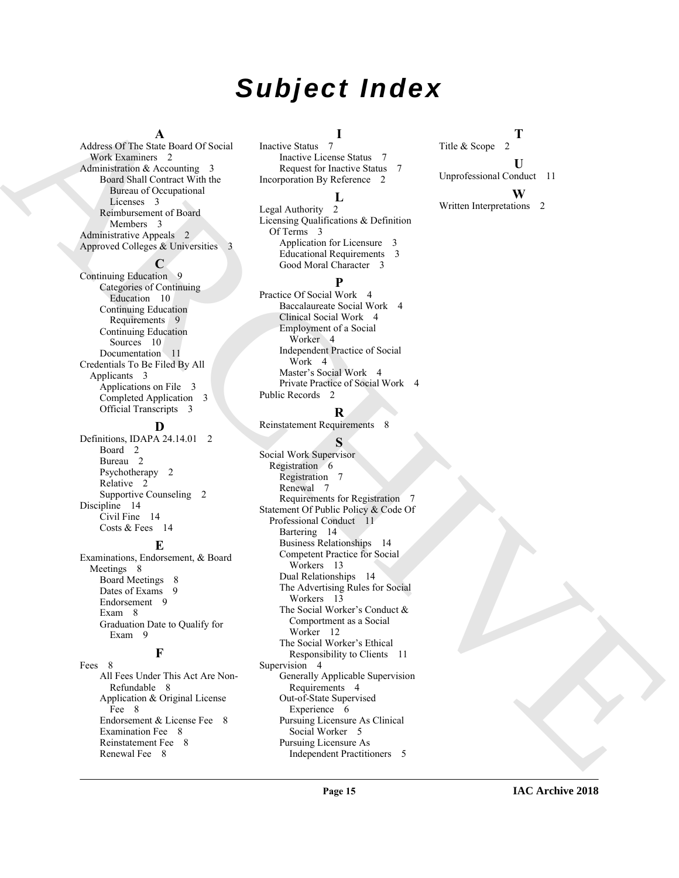# Subject Index

**A**

Address Of The State Board Of Social Work Examiners 2
Administration & Accounting 3
- Board Shall Contract With the Bureau of Occupational Licenses 3
- Reimbursement of Board Members 3

Administrative Appeals 2
Approved Colleges & Universities 3

**C**

Continuing Education 9
- Categories of Continuing Education 10
- Continuing Education Requirements 9
- Continuing Education Sources 10
- Documentation 11

Credentials To Be Filed By All Applicants 3
- Applications on File 3
- Completed Application 3
- Official Transcripts 3

**D**

Definitions, IDAPA 24.14.01 2
- Board 2
- Bureau 2
- Psychotherapy 2
- Relative 2
- Supportive Counseling 2

Discipline 14
- Civil Fine 14
- Costs & Fees 14

**E**

Examinations, Endorsement, & Board Meetings 8
- Board Meetings 8
- Dates of Exams 9
- Endorsement 9
- Exam 8
- Graduation Date to Qualify for Exam 9

**F**

Fees 8
- All Fees Under This Act Are Non-Refundable 8
- Application & Original License Fee 8
- Endorsement & License Fee 8
- Examination Fee 8
- Reinstatement Fee 8
- Renewal Fee 8

**I**

Inactive Status 7
- Inactive License Status 7
- Request for Inactive Status 7

Incorporation By Reference 2

**L**

Legal Authority 2
Licensing Qualifications & Definition Of Terms 3
- Application for Licensure 3
- Educational Requirements 3
- Good Moral Character 3

**P**

Practice Of Social Work 4
- Baccalaureate Social Work 4
- Clinical Social Work 4
- Employment of a Social Worker 4
- Independent Practice of Social Work 4
- Master's Social Work 4
- Private Practice of Social Work 4

Public Records 2

**R**

Reinstatement Requirements 8

**S**

Social Work Supervisor Registration 6
- Registration 7
- Renewal 7
- Requirements for Registration 7

Statement Of Public Policy & Code Of Professional Conduct 11
- Bartering 14
- Business Relationships 14
- Competent Practice for Social Workers 13
- Dual Relationships 14
- The Advertising Rules for Social Workers 13
- The Social Worker's Conduct & Comportment as a Social Worker 12
- The Social Worker's Ethical Responsibility to Clients 11

Supervision 4
- Generally Applicable Supervision Requirements 4
- Out-of-State Supervised Experience 6
- Pursuing Licensure As Clinical Social Worker 5
- Pursuing Licensure As Independent Practitioners 5

**T**

Title & Scope 2

**U**

Unprofessional Conduct 11

**W**

Written Interpretations 2